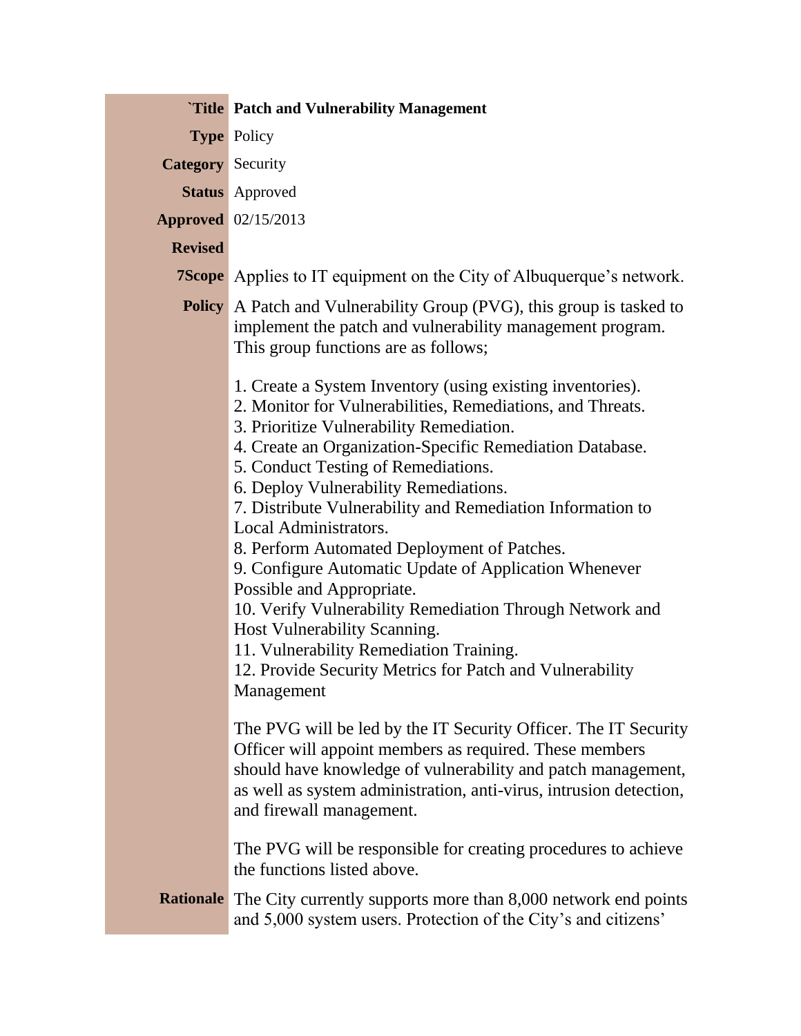| `Title | **Patch and Vulnerability Management** |
|---|---|
| **Type** | Policy |
| **Category** | Security |
| **Status** | Approved |
| **Approved** | 02/15/2013 |
| **Revised** | |
| **7Scope** | Applies to IT equipment on the City of Albuquerque's network. |
| **Policy** | A Patch and Vulnerability Group (PVG), this group is tasked to implement the patch and vulnerability management program. This group functions are as follows;<br><br>1. Create a System Inventory (using existing inventories).<br>2. Monitor for Vulnerabilities, Remediations, and Threats.<br>3. Prioritize Vulnerability Remediation.<br>4. Create an Organization-Specific Remediation Database.<br>5. Conduct Testing of Remediations.<br>6. Deploy Vulnerability Remediations.<br>7. Distribute Vulnerability and Remediation Information to Local Administrators.<br>8. Perform Automated Deployment of Patches.<br>9. Configure Automatic Update of Application Whenever Possible and Appropriate.<br>10. Verify Vulnerability Remediation Through Network and Host Vulnerability Scanning.<br>11. Vulnerability Remediation Training.<br>12. Provide Security Metrics for Patch and Vulnerability Management<br><br>The PVG will be led by the IT Security Officer. The IT Security Officer will appoint members as required. These members should have knowledge of vulnerability and patch management, as well as system administration, anti-virus, intrusion detection, and firewall management.<br><br>The PVG will be responsible for creating procedures to achieve the functions listed above. |
| **Rationale** | The City currently supports more than 8,000 network end points and 5,000 system users. Protection of the City's and citizens' |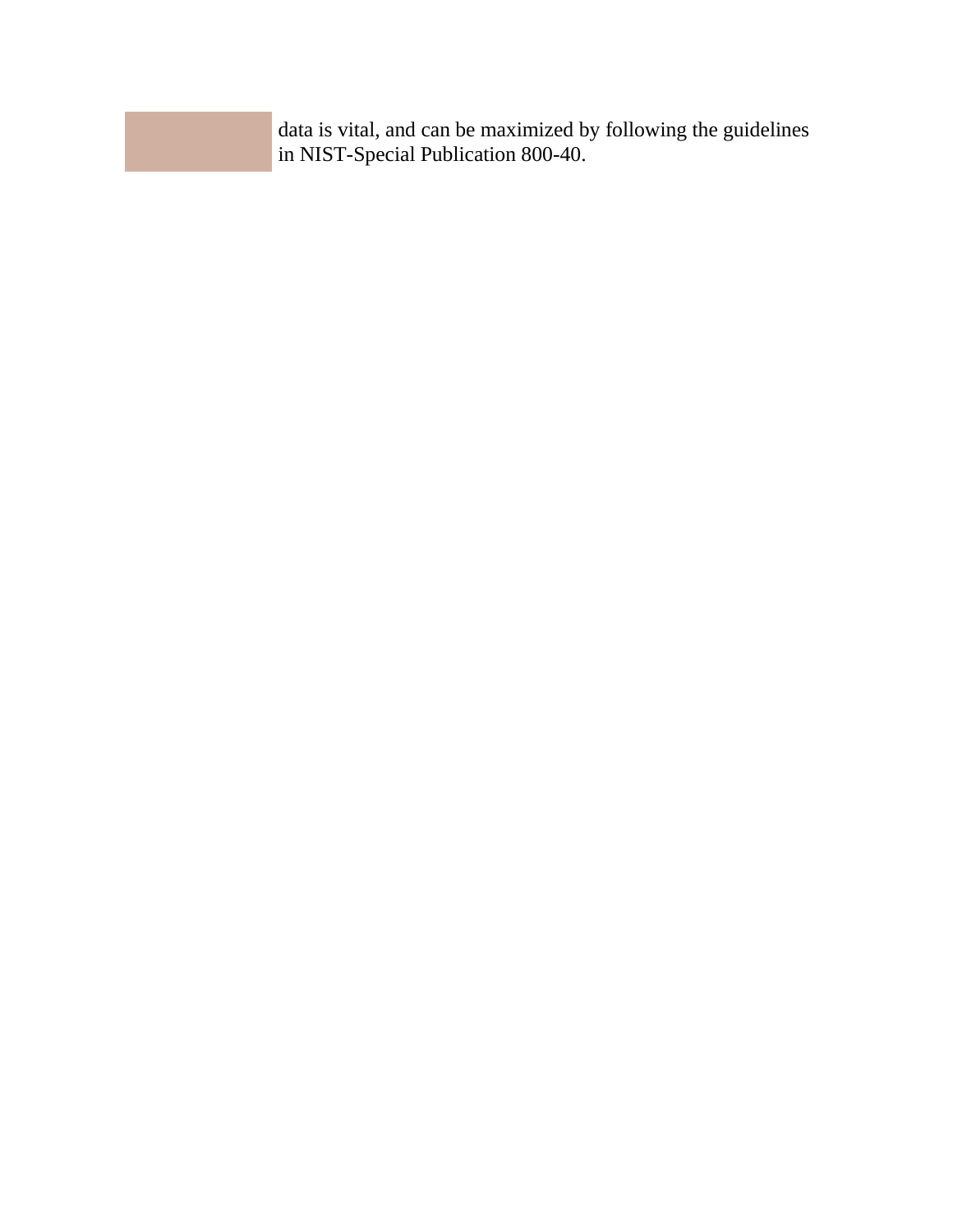data is vital, and can be maximized by following the guidelines in NIST-Special Publication 800-40.